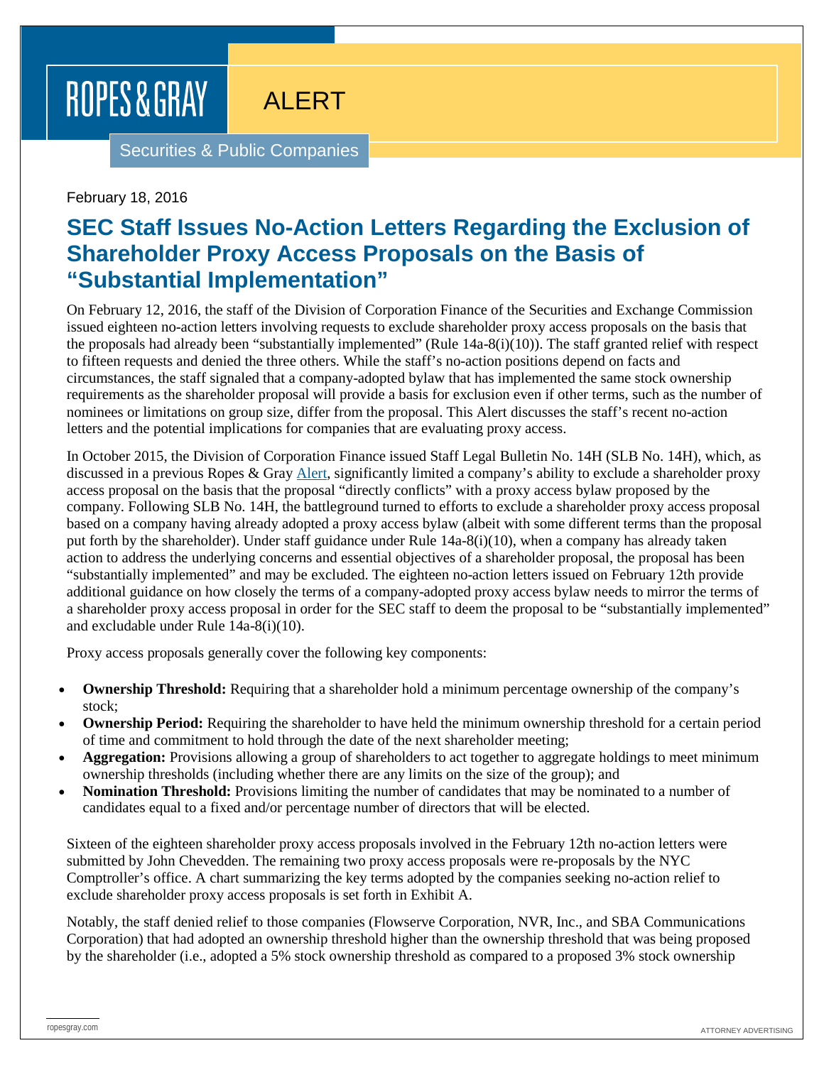ROPES & GRAY

ALERT

Securities & Public Companies

February 18, 2016

# SEC Staff Issues No-Action Letters Regarding the Exclusion of Shareholder Proxy Access Proposals on the Basis of "Substantial Implementation"

On February 12, 2016, the staff of the Division of Corporation Finance of the Securities and Exchange Commission issued eighteen no-action letters involving requests to exclude shareholder proxy access proposals on the basis that the proposals had already been "substantially implemented" (Rule 14a-8(i)(10)). The staff granted relief with respect to fifteen requests and denied the three others. While the staff's no-action positions depend on facts and circumstances, the staff signaled that a company-adopted bylaw that has implemented the same stock ownership requirements as the shareholder proposal will provide a basis for exclusion even if other terms, such as the number of nominees or limitations on group size, differ from the proposal. This Alert discusses the staff's recent no-action letters and the potential implications for companies that are evaluating proxy access.

In October 2015, the Division of Corporation Finance issued Staff Legal Bulletin No. 14H (SLB No. 14H), which, as discussed in a previous Ropes & Gray Alert, significantly limited a company's ability to exclude a shareholder proxy access proposal on the basis that the proposal "directly conflicts" with a proxy access bylaw proposed by the company. Following SLB No. 14H, the battleground turned to efforts to exclude a shareholder proxy access proposal based on a company having already adopted a proxy access bylaw (albeit with some different terms than the proposal put forth by the shareholder). Under staff guidance under Rule 14a-8(i)(10), when a company has already taken action to address the underlying concerns and essential objectives of a shareholder proposal, the proposal has been "substantially implemented" and may be excluded. The eighteen no-action letters issued on February 12th provide additional guidance on how closely the terms of a company-adopted proxy access bylaw needs to mirror the terms of a shareholder proxy access proposal in order for the SEC staff to deem the proposal to be "substantially implemented" and excludable under Rule 14a-8(i)(10).

Proxy access proposals generally cover the following key components:

- **Ownership Threshold:** Requiring that a shareholder hold a minimum percentage ownership of the company's stock;
- **Ownership Period:** Requiring the shareholder to have held the minimum ownership threshold for a certain period of time and commitment to hold through the date of the next shareholder meeting;
- **Aggregation:** Provisions allowing a group of shareholders to act together to aggregate holdings to meet minimum ownership thresholds (including whether there are any limits on the size of the group); and
- **Nomination Threshold:** Provisions limiting the number of candidates that may be nominated to a number of candidates equal to a fixed and/or percentage number of directors that will be elected.

Sixteen of the eighteen shareholder proxy access proposals involved in the February 12th no-action letters were submitted by John Chevedden. The remaining two proxy access proposals were re-proposals by the NYC Comptroller's office. A chart summarizing the key terms adopted by the companies seeking no-action relief to exclude shareholder proxy access proposals is set forth in Exhibit A.

Notably, the staff denied relief to those companies (Flowserve Corporation, NVR, Inc., and SBA Communications Corporation) that had adopted an ownership threshold higher than the ownership threshold that was being proposed by the shareholder (i.e., adopted a 5% stock ownership threshold as compared to a proposed 3% stock ownership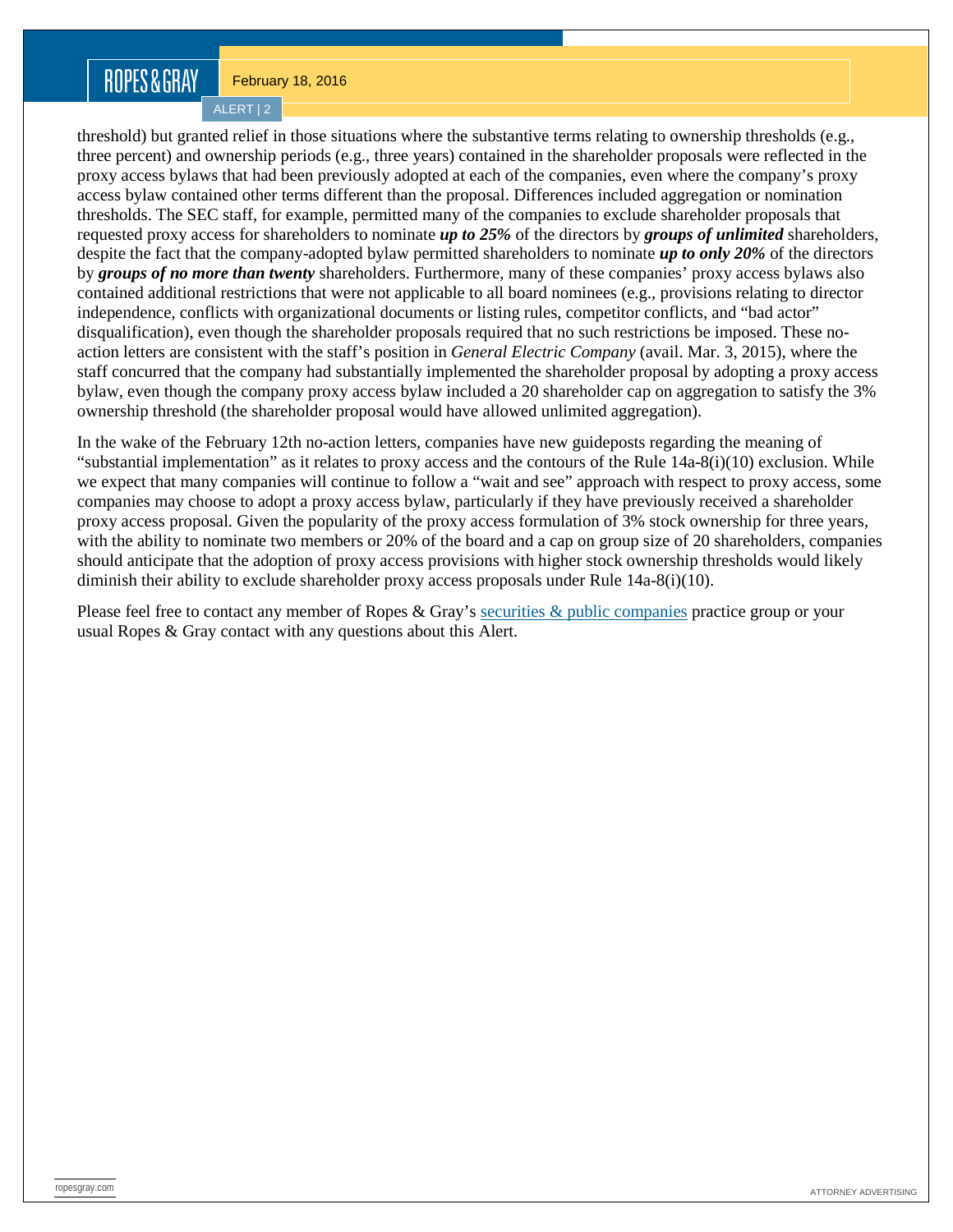threshold) but granted relief in those situations where the substantive terms relating to ownership thresholds (e.g., three percent) and ownership periods (e.g., three years) contained in the shareholder proposals were reflected in the proxy access bylaws that had been previously adopted at each of the companies, even where the company's proxy access bylaw contained other terms different than the proposal. Differences included aggregation or nomination thresholds. The SEC staff, for example, permitted many of the companies to exclude shareholder proposals that requested proxy access for shareholders to nominate ***up to 25%*** of the directors by ***groups of unlimited*** shareholders, despite the fact that the company-adopted bylaw permitted shareholders to nominate ***up to only 20%*** of the directors by ***groups of no more than twenty*** shareholders. Furthermore, many of these companies' proxy access bylaws also contained additional restrictions that were not applicable to all board nominees (e.g., provisions relating to director independence, conflicts with organizational documents or listing rules, competitor conflicts, and "bad actor" disqualification), even though the shareholder proposals required that no such restrictions be imposed. These no-action letters are consistent with the staff's position in *General Electric Company* (avail. Mar. 3, 2015), where the staff concurred that the company had substantially implemented the shareholder proposal by adopting a proxy access bylaw, even though the company proxy access bylaw included a 20 shareholder cap on aggregation to satisfy the 3% ownership threshold (the shareholder proposal would have allowed unlimited aggregation).

In the wake of the February 12th no-action letters, companies have new guideposts regarding the meaning of "substantial implementation" as it relates to proxy access and the contours of the Rule 14a-8(i)(10) exclusion. While we expect that many companies will continue to follow a "wait and see" approach with respect to proxy access, some companies may choose to adopt a proxy access bylaw, particularly if they have previously received a shareholder proxy access proposal. Given the popularity of the proxy access formulation of 3% stock ownership for three years, with the ability to nominate two members or 20% of the board and a cap on group size of 20 shareholders, companies should anticipate that the adoption of proxy access provisions with higher stock ownership thresholds would likely diminish their ability to exclude shareholder proxy access proposals under Rule 14a-8(i)(10).

Please feel free to contact any member of Ropes & Gray's securities & public companies practice group or your usual Ropes & Gray contact with any questions about this Alert.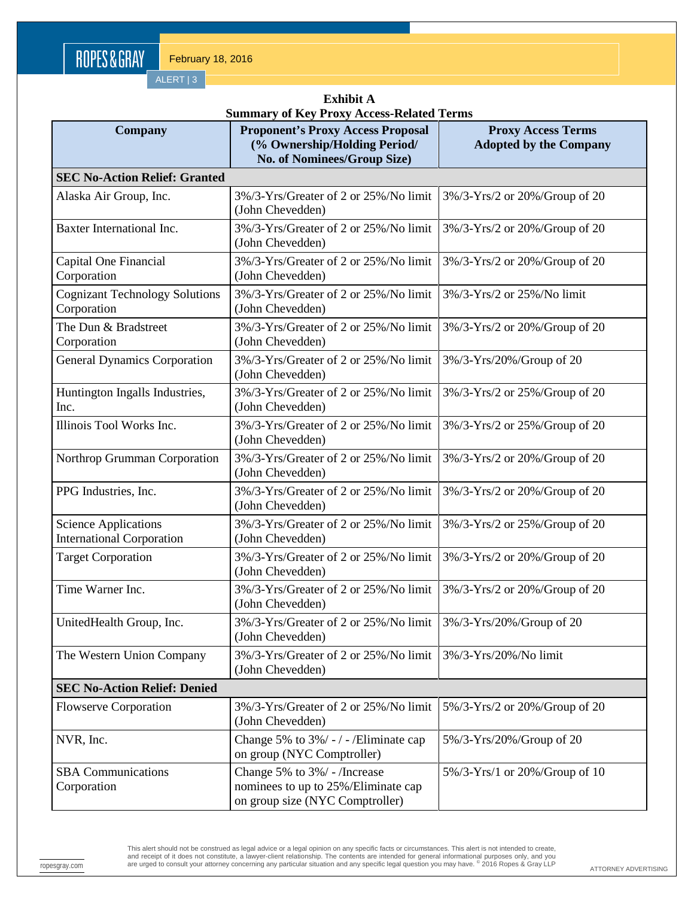**Exhibit A**
**Summary of Key Proxy Access-Related Terms**

| Company | Proponent's Proxy Access Proposal (% Ownership/Holding Period/ No. of Nominees/Group Size) | Proxy Access Terms Adopted by the Company |
|---|---|---|
| **SEC No-Action Relief: Granted** | | |
| Alaska Air Group, Inc. | 3%/3-Yrs/Greater of 2 or 25%/No limit (John Chevedden) | 3%/3-Yrs/2 or 20%/Group of 20 |
| Baxter International Inc. | 3%/3-Yrs/Greater of 2 or 25%/No limit (John Chevedden) | 3%/3-Yrs/2 or 20%/Group of 20 |
| Capital One Financial Corporation | 3%/3-Yrs/Greater of 2 or 25%/No limit (John Chevedden) | 3%/3-Yrs/2 or 20%/Group of 20 |
| Cognizant Technology Solutions Corporation | 3%/3-Yrs/Greater of 2 or 25%/No limit (John Chevedden) | 3%/3-Yrs/2 or 25%/No limit |
| The Dun & Bradstreet Corporation | 3%/3-Yrs/Greater of 2 or 25%/No limit (John Chevedden) | 3%/3-Yrs/2 or 20%/Group of 20 |
| General Dynamics Corporation | 3%/3-Yrs/Greater of 2 or 25%/No limit (John Chevedden) | 3%/3-Yrs/20%/Group of 20 |
| Huntington Ingalls Industries, Inc. | 3%/3-Yrs/Greater of 2 or 25%/No limit (John Chevedden) | 3%/3-Yrs/2 or 25%/Group of 20 |
| Illinois Tool Works Inc. | 3%/3-Yrs/Greater of 2 or 25%/No limit (John Chevedden) | 3%/3-Yrs/2 or 25%/Group of 20 |
| Northrop Grumman Corporation | 3%/3-Yrs/Greater of 2 or 25%/No limit (John Chevedden) | 3%/3-Yrs/2 or 20%/Group of 20 |
| PPG Industries, Inc. | 3%/3-Yrs/Greater of 2 or 25%/No limit (John Chevedden) | 3%/3-Yrs/2 or 20%/Group of 20 |
| Science Applications International Corporation | 3%/3-Yrs/Greater of 2 or 25%/No limit (John Chevedden) | 3%/3-Yrs/2 or 25%/Group of 20 |
| Target Corporation | 3%/3-Yrs/Greater of 2 or 25%/No limit (John Chevedden) | 3%/3-Yrs/2 or 20%/Group of 20 |
| Time Warner Inc. | 3%/3-Yrs/Greater of 2 or 25%/No limit (John Chevedden) | 3%/3-Yrs/2 or 20%/Group of 20 |
| UnitedHealth Group, Inc. | 3%/3-Yrs/Greater of 2 or 25%/No limit (John Chevedden) | 3%/3-Yrs/20%/Group of 20 |
| The Western Union Company | 3%/3-Yrs/Greater of 2 or 25%/No limit (John Chevedden) | 3%/3-Yrs/20%/No limit |
| **SEC No-Action Relief: Denied** | | |
| Flowserve Corporation | 3%/3-Yrs/Greater of 2 or 25%/No limit (John Chevedden) | 5%/3-Yrs/2 or 20%/Group of 20 |
| NVR, Inc. | Change 5% to 3%/ - / - /Eliminate cap on group (NYC Comptroller) | 5%/3-Yrs/20%/Group of 20 |
| SBA Communications Corporation | Change 5% to 3%/ - /Increase nominees to up to 25%/Eliminate cap on group size (NYC Comptroller) | 5%/3-Yrs/1 or 20%/Group of 10 |

This alert should not be construed as legal advice or a legal opinion on any specific facts or circumstances. This alert is not intended to create, and receipt of it does not constitute, a lawyer-client relationship. The contents are intended for general informational purposes only, and you are urged to consult your attorney concerning any particular situation and any specific legal question you may have. © 2016 Ropes & Gray LLP

ATTORNEY ADVERTISING